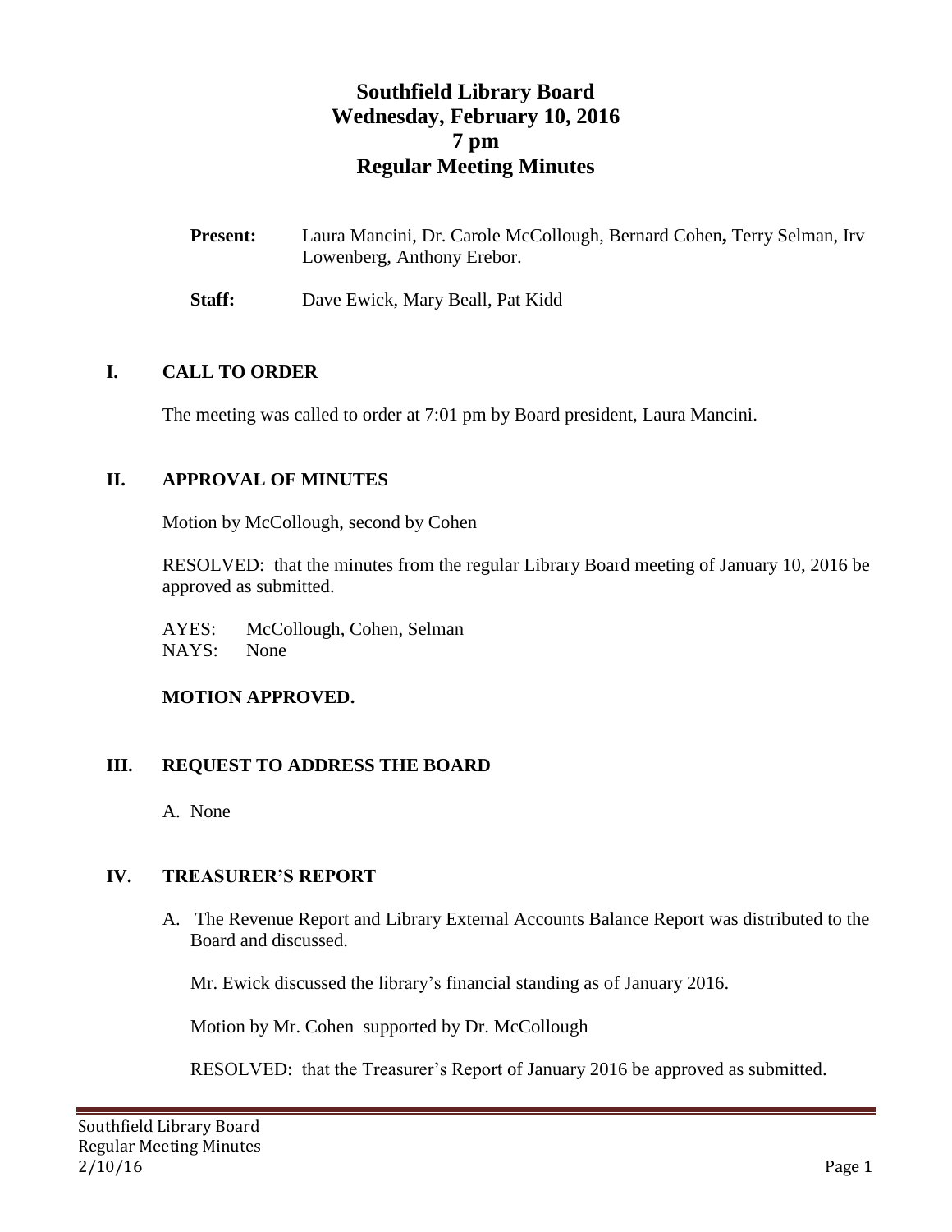# Southfield Library Board
# Wednesday, February 10, 2016
# 7 pm
# Regular Meeting Minutes

**Present:** Laura Mancini, Dr. Carole McCollough, Bernard Cohen**,** Terry Selman, Irv Lowenberg, Anthony Erebor.

**Staff:** Dave Ewick, Mary Beall, Pat Kidd

## I. CALL TO ORDER

The meeting was called to order at 7:01 pm by Board president, Laura Mancini.

## II. APPROVAL OF MINUTES

Motion by McCollough, second by Cohen

RESOLVED: that the minutes from the regular Library Board meeting of January 10, 2016 be approved as submitted.

AYES: McCollough, Cohen, Selman
NAYS: None

**MOTION APPROVED.**

## III. REQUEST TO ADDRESS THE BOARD

A. None

## IV. TREASURER'S REPORT

A. The Revenue Report and Library External Accounts Balance Report was distributed to the Board and discussed.

Mr. Ewick discussed the library's financial standing as of January 2016.

Motion by Mr. Cohen supported by Dr. McCollough

RESOLVED: that the Treasurer's Report of January 2016 be approved as submitted.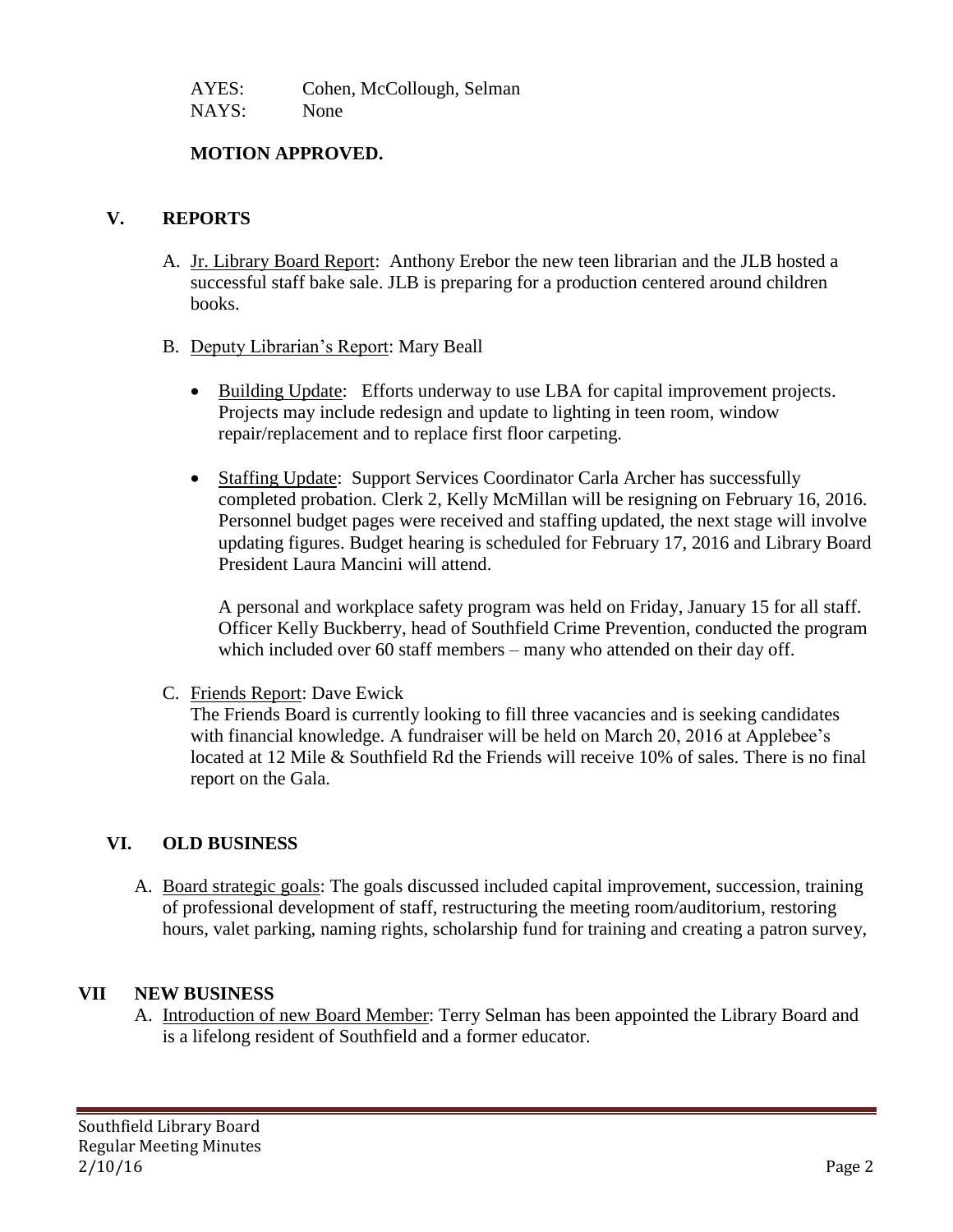AYES: Cohen, McCollough, Selman
NAYS: None

**MOTION APPROVED.**

## V. REPORTS

A. Jr. Library Board Report: Anthony Erebor the new teen librarian and the JLB hosted a successful staff bake sale. JLB is preparing for a production centered around children books.

B. Deputy Librarian's Report: Mary Beall

- Building Update: Efforts underway to use LBA for capital improvement projects. Projects may include redesign and update to lighting in teen room, window repair/replacement and to replace first floor carpeting.

- Staffing Update: Support Services Coordinator Carla Archer has successfully completed probation. Clerk 2, Kelly McMillan will be resigning on February 16, 2016. Personnel budget pages were received and staffing updated, the next stage will involve updating figures. Budget hearing is scheduled for February 17, 2016 and Library Board President Laura Mancini will attend.

  A personal and workplace safety program was held on Friday, January 15 for all staff. Officer Kelly Buckberry, head of Southfield Crime Prevention, conducted the program which included over 60 staff members – many who attended on their day off.

C. Friends Report: Dave Ewick
The Friends Board is currently looking to fill three vacancies and is seeking candidates with financial knowledge. A fundraiser will be held on March 20, 2016 at Applebee's located at 12 Mile & Southfield Rd the Friends will receive 10% of sales. There is no final report on the Gala.

## VI. OLD BUSINESS

A. Board strategic goals: The goals discussed included capital improvement, succession, training of professional development of staff, restructuring the meeting room/auditorium, restoring hours, valet parking, naming rights, scholarship fund for training and creating a patron survey,

## VII NEW BUSINESS

A. Introduction of new Board Member: Terry Selman has been appointed the Library Board and is a lifelong resident of Southfield and a former educator.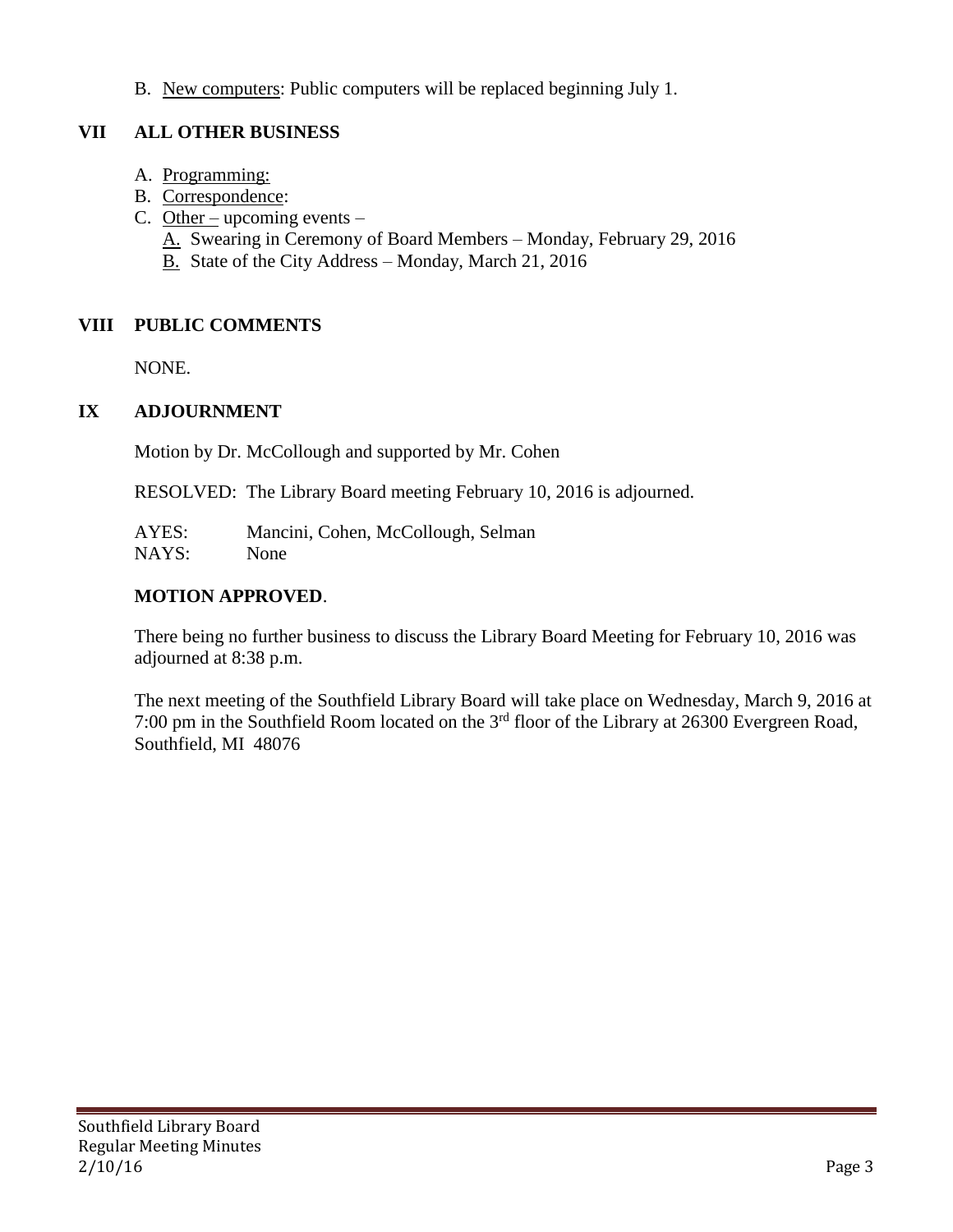B. New computers: Public computers will be replaced beginning July 1.

## VII ALL OTHER BUSINESS

A. Programming:
B. Correspondence:
C. Other – upcoming events –
   A. Swearing in Ceremony of Board Members – Monday, February 29, 2016
   B. State of the City Address – Monday, March 21, 2016

## VIII PUBLIC COMMENTS

NONE.

## IX ADJOURNMENT

Motion by Dr. McCollough and supported by Mr. Cohen

RESOLVED: The Library Board meeting February 10, 2016 is adjourned.

AYES: Mancini, Cohen, McCollough, Selman
NAYS: None

**MOTION APPROVED**.

There being no further business to discuss the Library Board Meeting for February 10, 2016 was adjourned at 8:38 p.m.

The next meeting of the Southfield Library Board will take place on Wednesday, March 9, 2016 at 7:00 pm in the Southfield Room located on the 3rd floor of the Library at 26300 Evergreen Road, Southfield, MI 48076